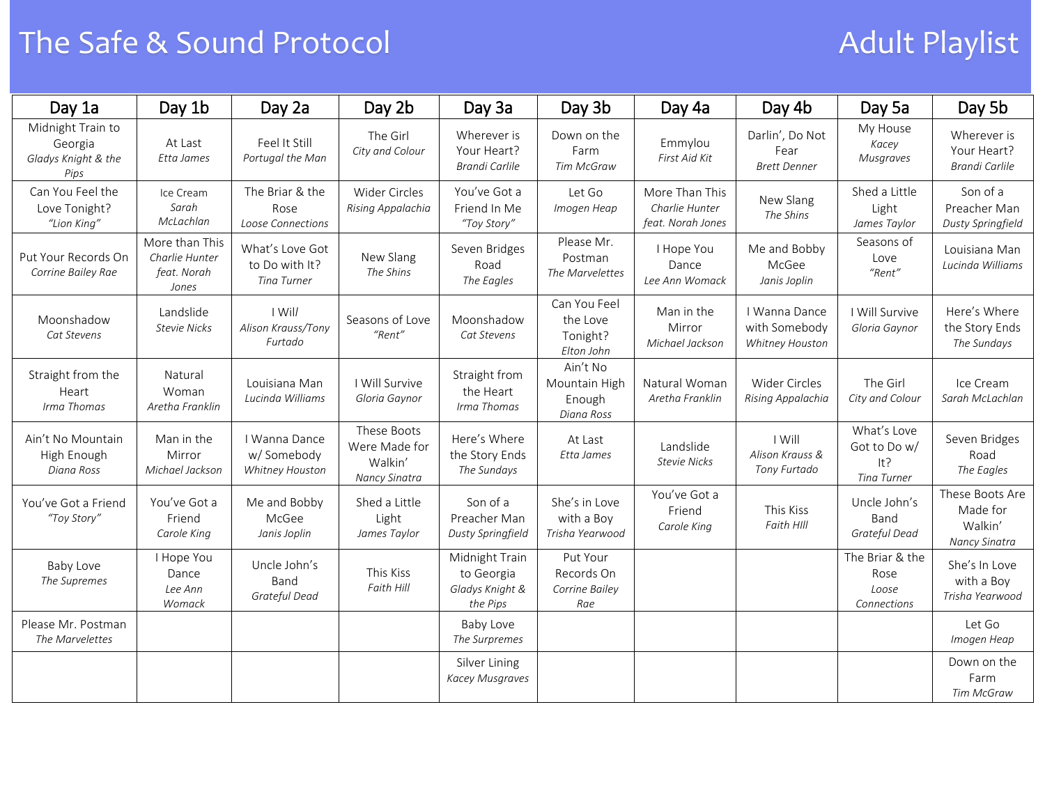# The Safe & Sound Protocol

## Adult Playlist

| Day 1a | Day 1b | Day 2a | Day 2b | Day 3a | Day 3b | Day 4a | Day 4b | Day 5a | Day 5b |
|---|---|---|---|---|---|---|---|---|---|
| Midnight Train to Georgia *Gladys Knight & the Pips* | At Last *Etta James* | Feel It Still *Portugal the Man* | The Girl *City and Colour* | Wherever is Your Heart? *Brandi Carlile* | Down on the Farm *Tim McGraw* | Emmylou *First Aid Kit* | Darlin', Do Not Fear *Brett Denner* | My House *Kacey Musgraves* | Wherever is Your Heart? *Brandi Carlile* |
| Can You Feel the Love Tonight? *"Lion King"* | Ice Cream *Sarah McLachlan* | The Briar & the Rose *Loose Connections* | Wider Circles *Rising Appalachia* | You've Got a Friend In Me *"Toy Story"* | Let Go *Imogen Heap* | More Than This *Charlie Hunter feat. Norah Jones* | New Slang *The Shins* | Shed a Little Light *James Taylor* | Son of a Preacher Man *Dusty Springfield* |
| Put Your Records On *Corrine Bailey Rae* | More than This *Charlie Hunter feat. Norah Jones* | What's Love Got to Do with It? *Tina Turner* | New Slang *The Shins* | Seven Bridges Road *The Eagles* | Please Mr. Postman *The Marvelettes* | I Hope You Dance *Lee Ann Womack* | Me and Bobby McGee *Janis Joplin* | Seasons of Love *"Rent"* | Louisiana Man *Lucinda Williams* |
| Moonshadow *Cat Stevens* | Landslide *Stevie Nicks* | I Will *Alison Krauss/Tony Furtado* | Seasons of Love *"Rent"* | Moonshadow *Cat Stevens* | Can You Feel the Love Tonight? *Elton John* | Man in the Mirror *Michael Jackson* | I Wanna Dance with Somebody *Whitney Houston* | I Will Survive *Gloria Gaynor* | Here's Where the Story Ends *The Sundays* |
| Straight from the Heart *Irma Thomas* | Natural Woman *Aretha Franklin* | Louisiana Man *Lucinda Williams* | I Will Survive *Gloria Gaynor* | Straight from the Heart *Irma Thomas* | Ain't No Mountain High Enough *Diana Ross* | Natural Woman *Aretha Franklin* | Wider Circles *Rising Appalachia* | The Girl *City and Colour* | Ice Cream *Sarah McLachlan* |
| Ain't No Mountain High Enough *Diana Ross* | Man in the Mirror *Michael Jackson* | I Wanna Dance w/ Somebody *Whitney Houston* | These Boots Were Made for Walkin' *Nancy Sinatra* | Here's Where the Story Ends *The Sundays* | At Last *Etta James* | Landslide *Stevie Nicks* | I Will *Alison Krauss & Tony Furtado* | What's Love Got to Do w/ It? *Tina Turner* | Seven Bridges Road *The Eagles* |
| You've Got a Friend *"Toy Story"* | You've Got a Friend *Carole King* | Me and Bobby McGee *Janis Joplin* | Shed a Little Light *James Taylor* | Son of a Preacher Man *Dusty Springfield* | She's in Love with a Boy *Trisha Yearwood* | You've Got a Friend *Carole King* | This Kiss *Faith HIll* | Uncle John's Band *Grateful Dead* | These Boots Are Made for Walkin' *Nancy Sinatra* |
| Baby Love *The Supremes* | I Hope You Dance *Lee Ann Womack* | Uncle John's Band *Grateful Dead* | This Kiss *Faith Hill* | Midnight Train to Georgia *Gladys Knight & the Pips* | Put Your Records On *Corrine Bailey Rae* | | | The Briar & the Rose *Loose Connections* | She's In Love with a Boy *Trisha Yearwood* |
| Please Mr. Postman *The Marvelettes* | | | | Baby Love *The Surpremes* | | | | | Let Go *Imogen Heap* |
| | | | | Silver Lining *Kacey Musgraves* | | | | | Down on the Farm *Tim McGraw* |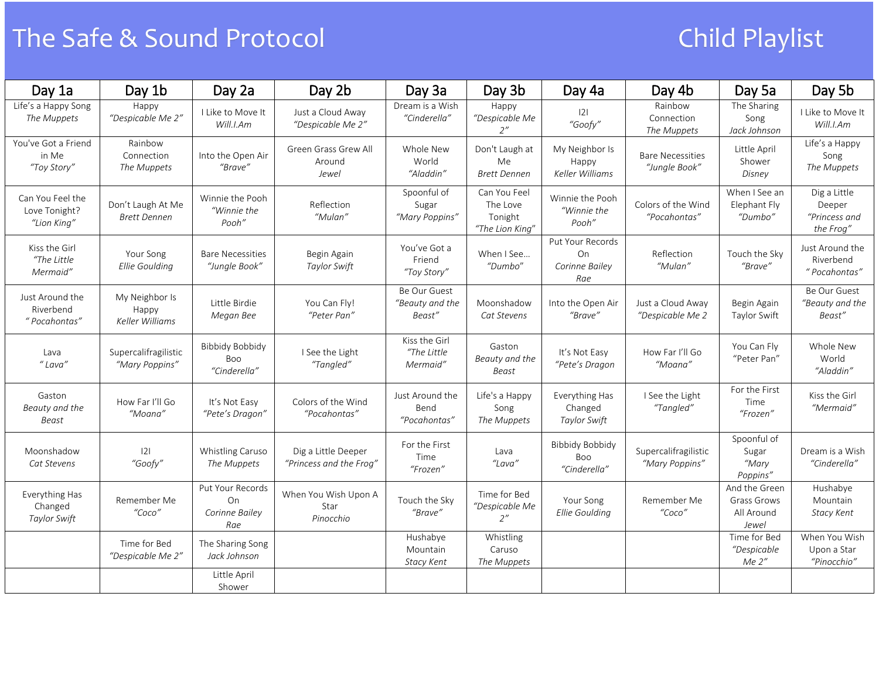# The Safe & Sound Protocol

# Child Playlist

| Day 1a | Day 1b | Day 2a | Day 2b | Day 3a | Day 3b | Day 4a | Day 4b | Day 5a | Day 5b |
|---|---|---|---|---|---|---|---|---|---|
| Life's a Happy Song *The Muppets* | Happy *"Despicable Me 2"* | I Like to Move It *Will.I.Am* | Just a Cloud Away *"Despicable Me 2"* | Dream is a Wish *"Cinderella"* | Happy *"Despicable Me 2"* | I2I *"Goofy"* | Rainbow Connection *The Muppets* | The Sharing Song *Jack Johnson* | I Like to Move It *Will.I.Am* |
| You've Got a Friend in Me *"Toy Story"* | Rainbow Connection *The Muppets* | Into the Open Air *"Brave"* | Green Grass Grew All Around *Jewel* | Whole New World *"Aladdin"* | Don't Laugh at Me *Brett Dennen* | My Neighbor Is Happy *Keller Williams* | Bare Necessities *"Jungle Book"* | Little April Shower *Disney* | Life's a Happy Song *The Muppets* |
| Can You Feel the Love Tonight? *"Lion King"* | Don't Laugh At Me *Brett Dennen* | Winnie the Pooh *"Winnie the Pooh"* | Reflection *"Mulan"* | Spoonful of Sugar *"Mary Poppins"* | Can You Feel The Love Tonight *"The Lion King"* | Winnie the Pooh *"Winnie the Pooh"* | Colors of the Wind *"Pocahontas"* | When I See an Elephant Fly *"Dumbo"* | Dig a Little Deeper *"Princess and the Frog"* |
| Kiss the Girl *"The Little Mermaid"* | Your Song *Ellie Goulding* | Bare Necessities *"Jungle Book"* | Begin Again *Taylor Swift* | You've Got a Friend *"Toy Story"* | When I See… *"Dumbo"* | Put Your Records On *Corinne Bailey Rae* | Reflection *"Mulan"* | Touch the Sky *"Brave"* | Just Around the Riverbend *" Pocahontas"* |
| Just Around the Riverbend *" Pocahontas"* | My Neighbor Is Happy *Keller Williams* | Little Birdie *Megan Bee* | You Can Fly! *"Peter Pan"* | Be Our Guest *"Beauty and the Beast"* | Moonshadow *Cat Stevens* | Into the Open Air *"Brave"* | Just a Cloud Away *"Despicable Me 2* | Begin Again *Taylor Swift* | Be Our Guest *"Beauty and the Beast"* |
| Lava *" Lava"* | Supercalifragilistic *"Mary Poppins"* | Bibbidy Bobbidy Boo *"Cinderella"* | I See the Light *"Tangled"* | Kiss the Girl *"The Little Mermaid"* | Gaston *Beauty and the Beast* | It's Not Easy *"Pete's Dragon"* | How Far I'll Go *"Moana"* | You Can Fly *"Peter Pan"* | Whole New World *"Aladdin"* |
| Gaston *Beauty and the Beast* | How Far I'll Go *"Moana"* | It's Not Easy *"Pete's Dragon"* | Colors of the Wind *"Pocahontas"* | Just Around the Bend *"Pocahontas"* | Life's a Happy Song *The Muppets* | Everything Has Changed *Taylor Swift* | I See the Light *"Tangled"* | For the First Time *"Frozen"* | Kiss the Girl *"Mermaid"* |
| Moonshadow *Cat Stevens* | I2I *"Goofy"* | Whistling Caruso *The Muppets* | Dig a Little Deeper *"Princess and the Frog"* | For the First Time *"Frozen"* | Lava *"Lava"* | Bibbidy Bobbidy Boo *"Cinderella"* | Supercalifragilistic *"Mary Poppins"* | Spoonful of Sugar *"Mary Poppins"* | Dream is a Wish *"Cinderella"* |
| Everything Has Changed *Taylor Swift* | Remember Me *"Coco"* | Put Your Records On *Corinne Bailey Rae* | When You Wish Upon A Star *Pinocchio* | Touch the Sky *"Brave"* | Time for Bed *"Despicable Me 2"* | Your Song *Ellie Goulding* | Remember Me *"Coco"* | And the Green Grass Grows All Around *Jewel* | Hushabye Mountain *Stacy Kent* |
| | Time for Bed *"Despicable Me 2"* | The Sharing Song *Jack Johnson* | | Hushabye Mountain *Stacy Kent* | Whistling Caruso *The Muppets* | | | Time for Bed *"Despicable Me 2"* | When You Wish Upon a Star *"Pinocchio"* |
| | | Little April Shower | | | | | | | |